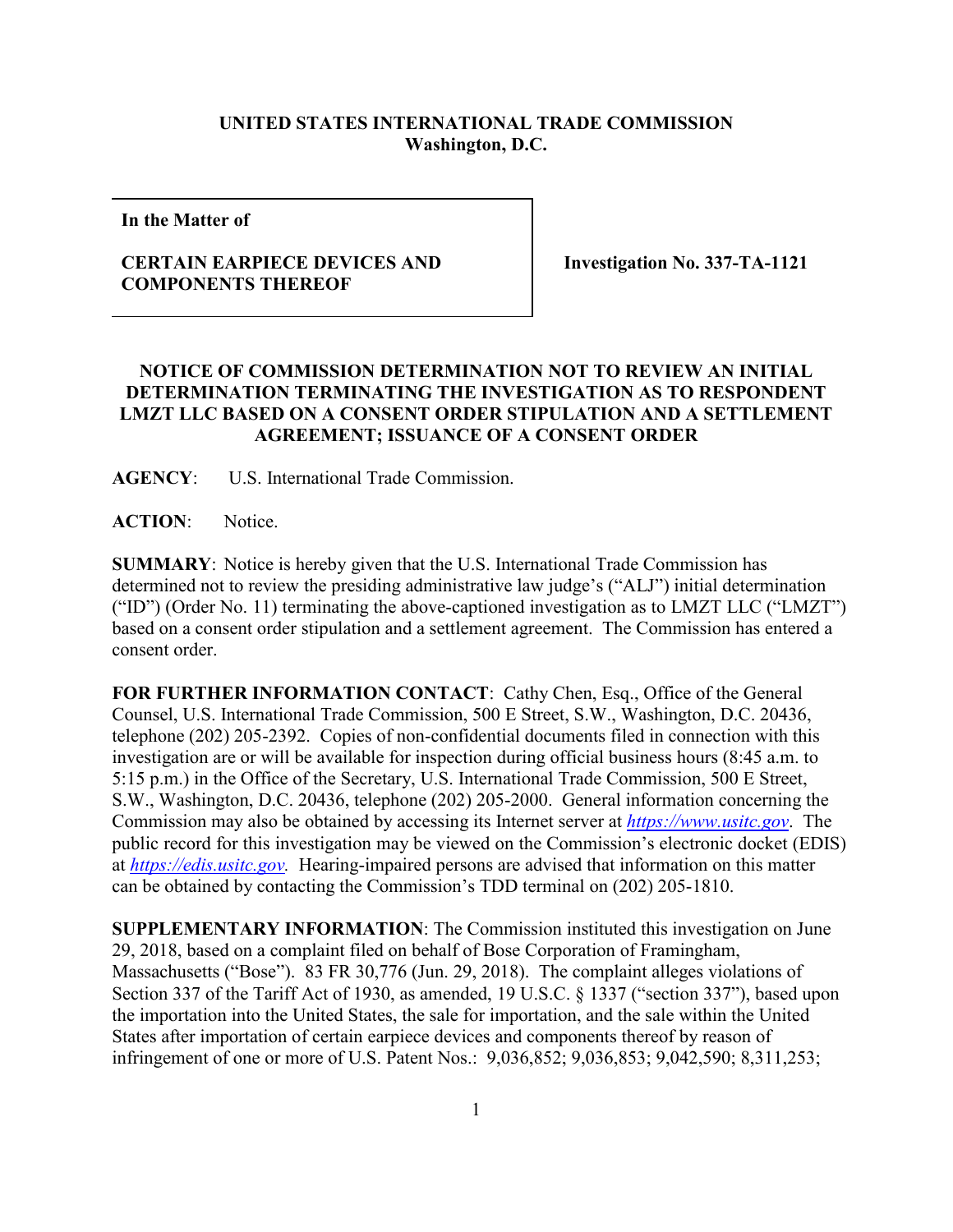**UNITED STATES INTERNATIONAL TRADE COMMISSION**
**Washington, D.C.**

| **In the Matter of** **CERTAIN EARPIECE DEVICES AND COMPONENTS THEREOF** | **Investigation No. 337-TA-1121** |
|---|---|

**NOTICE OF COMMISSION DETERMINATION NOT TO REVIEW AN INITIAL DETERMINATION TERMINATING THE INVESTIGATION AS TO RESPONDENT LMZT LLC BASED ON A CONSENT ORDER STIPULATION AND A SETTLEMENT AGREEMENT; ISSUANCE OF A CONSENT ORDER**

**AGENCY**: U.S. International Trade Commission.

**ACTION**: Notice.

**SUMMARY**: Notice is hereby given that the U.S. International Trade Commission has determined not to review the presiding administrative law judge's ("ALJ") initial determination ("ID") (Order No. 11) terminating the above-captioned investigation as to LMZT LLC ("LMZT") based on a consent order stipulation and a settlement agreement. The Commission has entered a consent order.

**FOR FURTHER INFORMATION CONTACT**: Cathy Chen, Esq., Office of the General Counsel, U.S. International Trade Commission, 500 E Street, S.W., Washington, D.C. 20436, telephone (202) 205-2392. Copies of non-confidential documents filed in connection with this investigation are or will be available for inspection during official business hours (8:45 a.m. to 5:15 p.m.) in the Office of the Secretary, U.S. International Trade Commission, 500 E Street, S.W., Washington, D.C. 20436, telephone (202) 205-2000. General information concerning the Commission may also be obtained by accessing its Internet server at *https://www.usitc.gov*. The public record for this investigation may be viewed on the Commission's electronic docket (EDIS) at *https://edis.usitc.gov*. Hearing-impaired persons are advised that information on this matter can be obtained by contacting the Commission's TDD terminal on (202) 205-1810.

**SUPPLEMENTARY INFORMATION**: The Commission instituted this investigation on June 29, 2018, based on a complaint filed on behalf of Bose Corporation of Framingham, Massachusetts ("Bose"). 83 FR 30,776 (Jun. 29, 2018). The complaint alleges violations of Section 337 of the Tariff Act of 1930, as amended, 19 U.S.C. § 1337 ("section 337"), based upon the importation into the United States, the sale for importation, and the sale within the United States after importation of certain earpiece devices and components thereof by reason of infringement of one or more of U.S. Patent Nos.: 9,036,852; 9,036,853; 9,042,590; 8,311,253;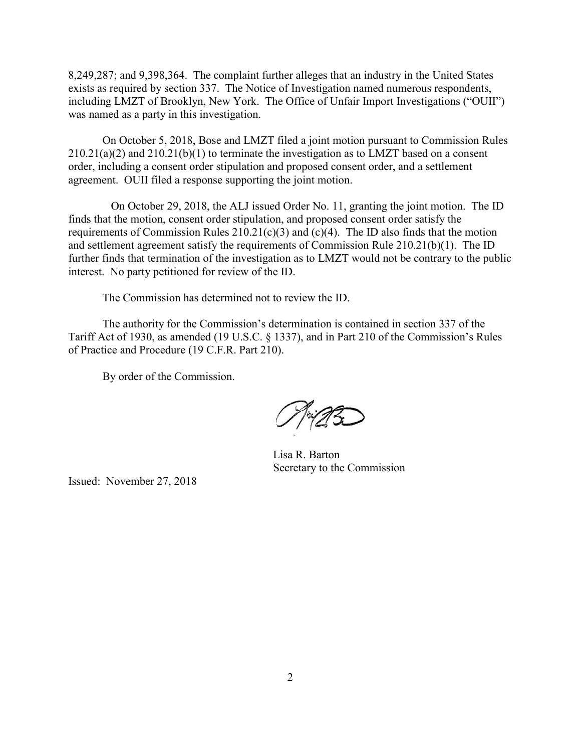8,249,287; and 9,398,364. The complaint further alleges that an industry in the United States exists as required by section 337. The Notice of Investigation named numerous respondents, including LMZT of Brooklyn, New York. The Office of Unfair Import Investigations ("OUII") was named as a party in this investigation.

On October 5, 2018, Bose and LMZT filed a joint motion pursuant to Commission Rules 210.21(a)(2) and 210.21(b)(1) to terminate the investigation as to LMZT based on a consent order, including a consent order stipulation and proposed consent order, and a settlement agreement. OUII filed a response supporting the joint motion.

On October 29, 2018, the ALJ issued Order No. 11, granting the joint motion. The ID finds that the motion, consent order stipulation, and proposed consent order satisfy the requirements of Commission Rules 210.21(c)(3) and (c)(4). The ID also finds that the motion and settlement agreement satisfy the requirements of Commission Rule 210.21(b)(1). The ID further finds that termination of the investigation as to LMZT would not be contrary to the public interest. No party petitioned for review of the ID.

The Commission has determined not to review the ID.

The authority for the Commission's determination is contained in section 337 of the Tariff Act of 1930, as amended (19 U.S.C. § 1337), and in Part 210 of the Commission's Rules of Practice and Procedure (19 C.F.R. Part 210).

By order of the Commission.

Lisa R. Barton
Secretary to the Commission

Issued: November 27, 2018